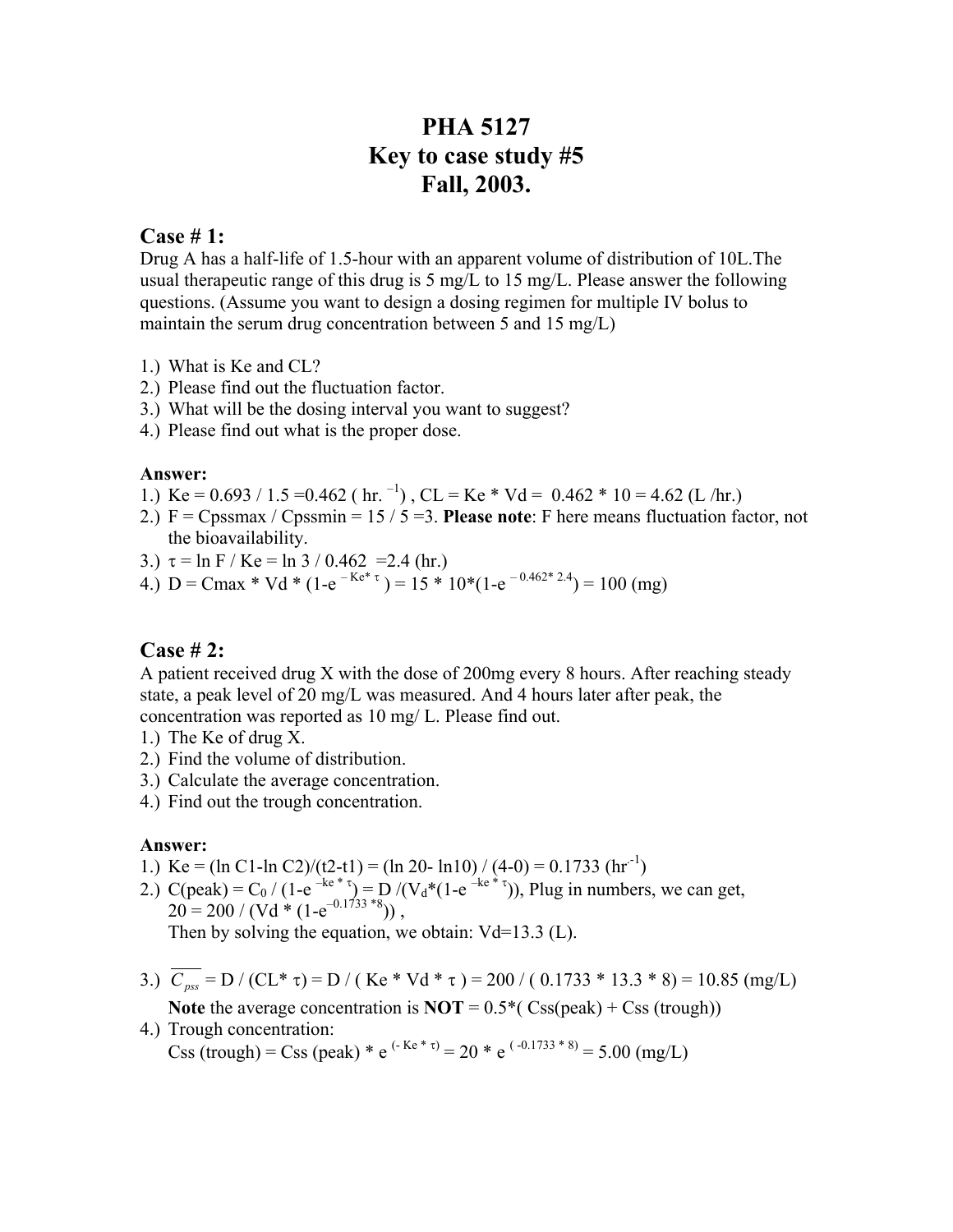# PHA 5127
# Key to case study #5
# Fall, 2003.

## Case # 1:

Drug A has a half-life of 1.5-hour with an apparent volume of distribution of 10L.The usual therapeutic range of this drug is 5 mg/L to 15 mg/L. Please answer the following questions. (Assume you want to design a dosing regimen for multiple IV bolus to maintain the serum drug concentration between 5 and 15 mg/L)

1.) What is Ke and CL?
2.) Please find out the fluctuation factor.
3.) What will be the dosing interval you want to suggest?
4.) Please find out what is the proper dose.

**Answer:**

1.) Ke = 0.693 / 1.5 =0.462 ( $hr.^{-1}$) , CL = Ke * Vd = 0.462 * 10 = 4.62 (L /hr.)
2.) F = Cpssmax / Cpssmin = 15 / 5 =3. **Please note**: F here means fluctuation factor, not the bioavailability.
3.) $\tau$ = ln F / Ke = ln 3 / 0.462 =2.4 (hr.)
4.) D = Cmax * Vd * (1-$e^{-Ke*\tau}$ ) = 15 * 10*(1-$e^{-0.462*2.4}$) = 100 (mg)

## Case # 2:

A patient received drug X with the dose of 200mg every 8 hours. After reaching steady state, a peak level of 20 mg/L was measured. And 4 hours later after peak, the concentration was reported as 10 mg/ L. Please find out.

1.) The Ke of drug X.
2.) Find the volume of distribution.
3.) Calculate the average concentration.
4.) Find out the trough concentration.

**Answer:**

1.) Ke = (ln C1-ln C2)/(t2-t1) = (ln 20- ln10) / (4-0) = 0.1733 ($hr^{-1}$)
2.) C(peak) = $C_0$ / (1-$e^{-ke*\tau}$) = D /($V_d$*(1-$e^{-ke*\tau}$)), Plug in numbers, we can get,
    20 = 200 / (Vd * (1-$e^{-0.1733*8}$)) ,
    Then by solving the equation, we obtain: Vd=13.3 (L).

3.) $\overline{C_{pss}}$ = D / (CL* $\tau$) = D / ( Ke * Vd * $\tau$ ) = 200 / ( 0.1733 * 13.3 * 8) = 10.85 (mg/L)
    **Note** the average concentration is **NOT** = 0.5*( Css(peak) + Css (trough))
4.) Trough concentration:
    Css (trough) = Css (peak) * $e^{(-Ke*\tau)}$ = 20 * $e^{(-0.1733*8)}$ = 5.00 (mg/L)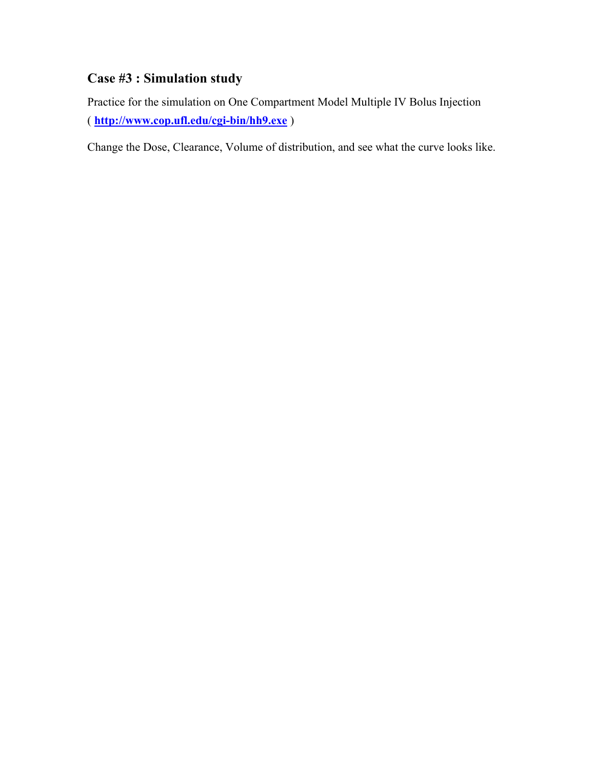### Case #3 : Simulation study

Practice for the simulation on One Compartment Model Multiple IV Bolus Injection ( **[http://www.cop.ufl.edu/cgi-bin/hh9.exe](http://www.cop.ufl.edu/cgi-bin/hh9.exe)** )

Change the Dose, Clearance, Volume of distribution, and see what the curve looks like.